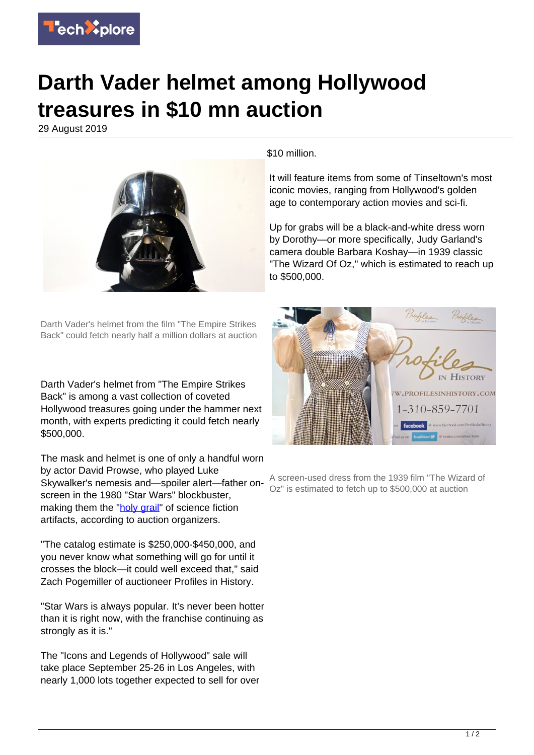# Darth Vader helmet among Hollywood treasures in \$10 mn auction

29 August 2019

Darth Vader's helmet from the film "The Empire Strikes Back" could fetch nearly half a million dollars at auction

Darth Vader's helmet from "The Empire Strikes Back" is among a vast collection of coveted Hollywood treasures going under the hammer next month, with experts predicting it could fetch nearly \$500,000.

The mask and helmet is one of only a handful worn by actor David Prowse, who played Luke Skywalker's nemesis and—spoiler alert—father on-screen in the 1980 "Star Wars" blockbuster, making them the "holy grail" of science fiction artifacts, according to auction organizers.

"The catalog estimate is \$250,000-\$450,000, and you never know what something will go for until it crosses the block—it could well exceed that," said Zach Pogemiller of auctioneer Profiles in History.

"Star Wars is always popular. It's never been hotter than it is right now, with the franchise continuing as strongly as it is."

The "Icons and Legends of Hollywood" sale will take place September 25-26 in Los Angeles, with nearly 1,000 lots together expected to sell for over \$10 million.

It will feature items from some of Tinseltown's most iconic movies, ranging from Hollywood's golden age to contemporary action movies and sci-fi.

Up for grabs will be a black-and-white dress worn by Dorothy—or more specifically, Judy Garland's camera double Barbara Koshay—in 1939 classic "The Wizard Of Oz," which is estimated to reach up to \$500,000.

A screen-used dress from the 1939 film "The Wizard of Oz" is estimated to fetch up to \$500,000 at auction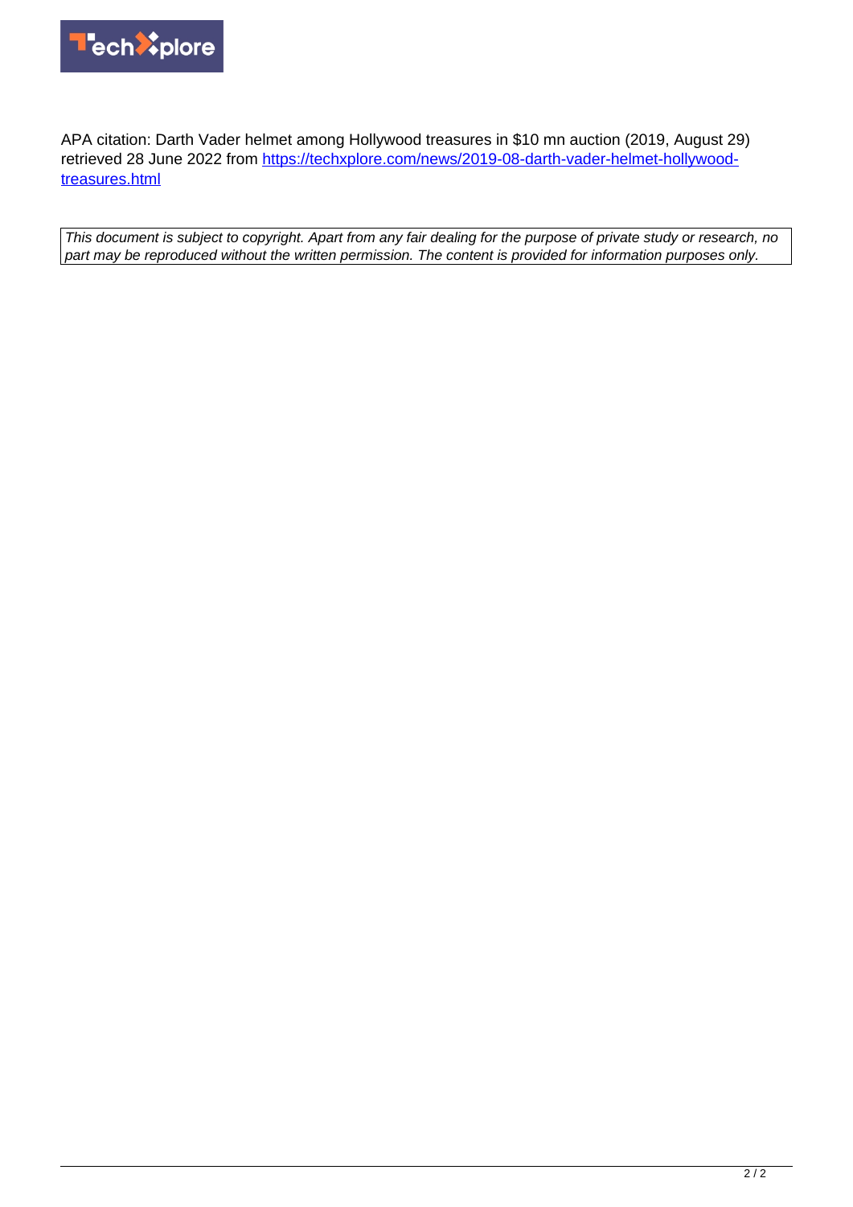APA citation: Darth Vader helmet among Hollywood treasures in $10 mn auction (2019, August 29) retrieved 28 June 2022 from [https://techxplore.com/news/2019-08-darth-vader-helmet-hollywood-treasures.html](https://techxplore.com/news/2019-08-darth-vader-helmet-hollywood-treasures.html)

*This document is subject to copyright. Apart from any fair dealing for the purpose of private study or research, no part may be reproduced without the written permission. The content is provided for information purposes only.*